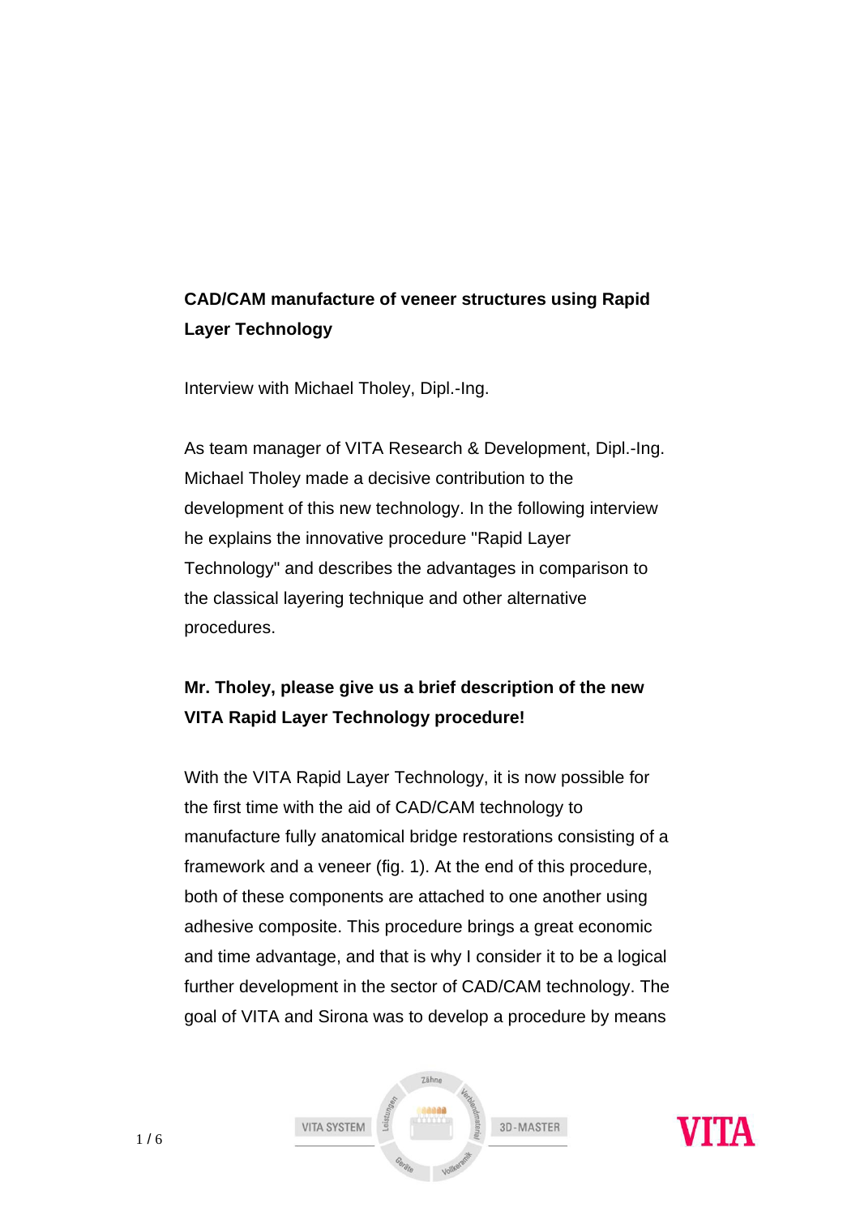## CAD/CAM manufacture of veneer structures using Rapid Layer Technology

Interview with Michael Tholey, Dipl.-Ing.

As team manager of VITA Research & Development, Dipl.-Ing. Michael Tholey made a decisive contribution to the development of this new technology. In the following interview he explains the innovative procedure "Rapid Layer Technology" and describes the advantages in comparison to the classical layering technique and other alternative procedures.

**Mr. Tholey, please give us a brief description of the new VITA Rapid Layer Technology procedure!**

With the VITA Rapid Layer Technology, it is now possible for the first time with the aid of CAD/CAM technology to manufacture fully anatomical bridge restorations consisting of a framework and a veneer (fig. 1). At the end of this procedure, both of these components are attached to one another using adhesive composite. This procedure brings a great economic and time advantage, and that is why I consider it to be a logical further development in the sector of CAD/CAM technology. The goal of VITA and Sirona was to develop a procedure by means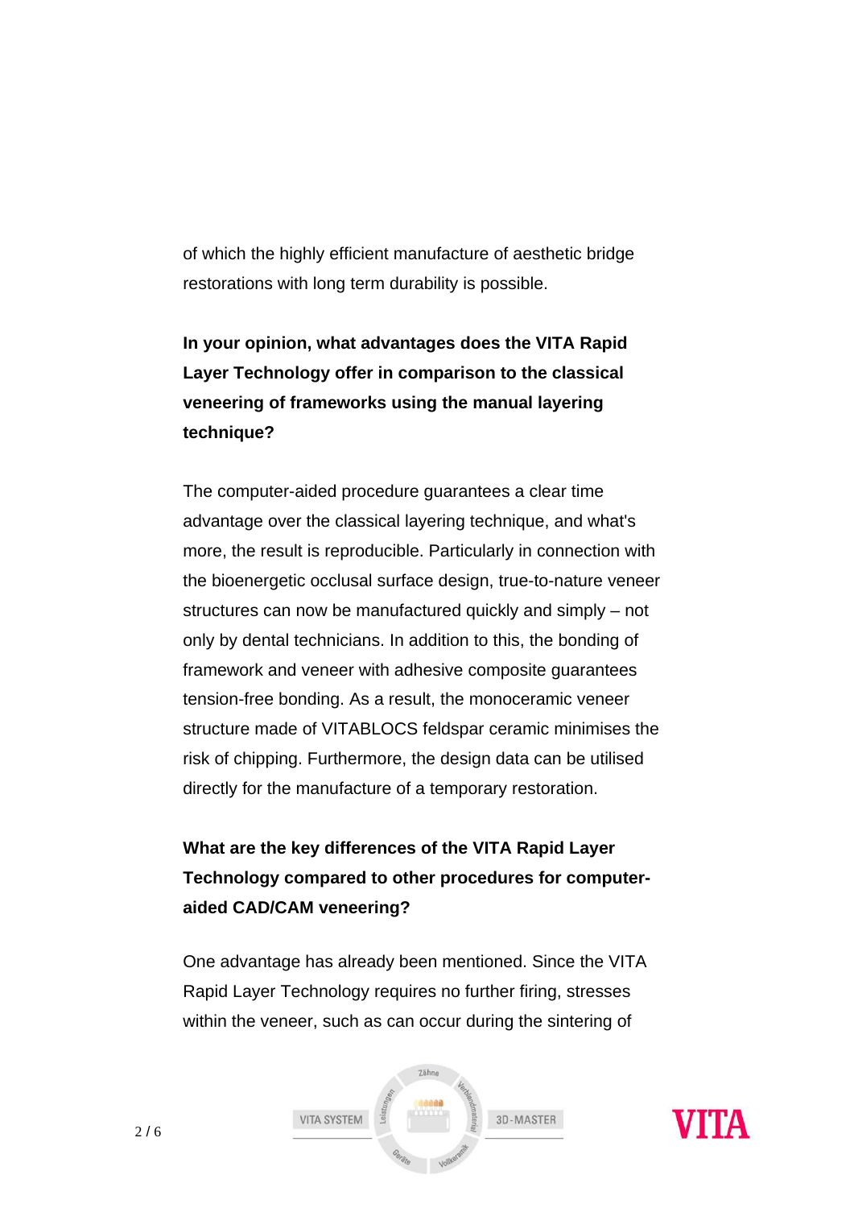of which the highly efficient manufacture of aesthetic bridge restorations with long term durability is possible.

**In your opinion, what advantages does the VITA Rapid Layer Technology offer in comparison to the classical veneering of frameworks using the manual layering technique?**

The computer-aided procedure guarantees a clear time advantage over the classical layering technique, and what's more, the result is reproducible. Particularly in connection with the bioenergetic occlusal surface design, true-to-nature veneer structures can now be manufactured quickly and simply – not only by dental technicians. In addition to this, the bonding of framework and veneer with adhesive composite guarantees tension-free bonding. As a result, the monoceramic veneer structure made of VITABLOCS feldspar ceramic minimises the risk of chipping. Furthermore, the design data can be utilised directly for the manufacture of a temporary restoration.

**What are the key differences of the VITA Rapid Layer Technology compared to other procedures for computer-aided CAD/CAM veneering?**

One advantage has already been mentioned. Since the VITA Rapid Layer Technology requires no further firing, stresses within the veneer, such as can occur during the sintering of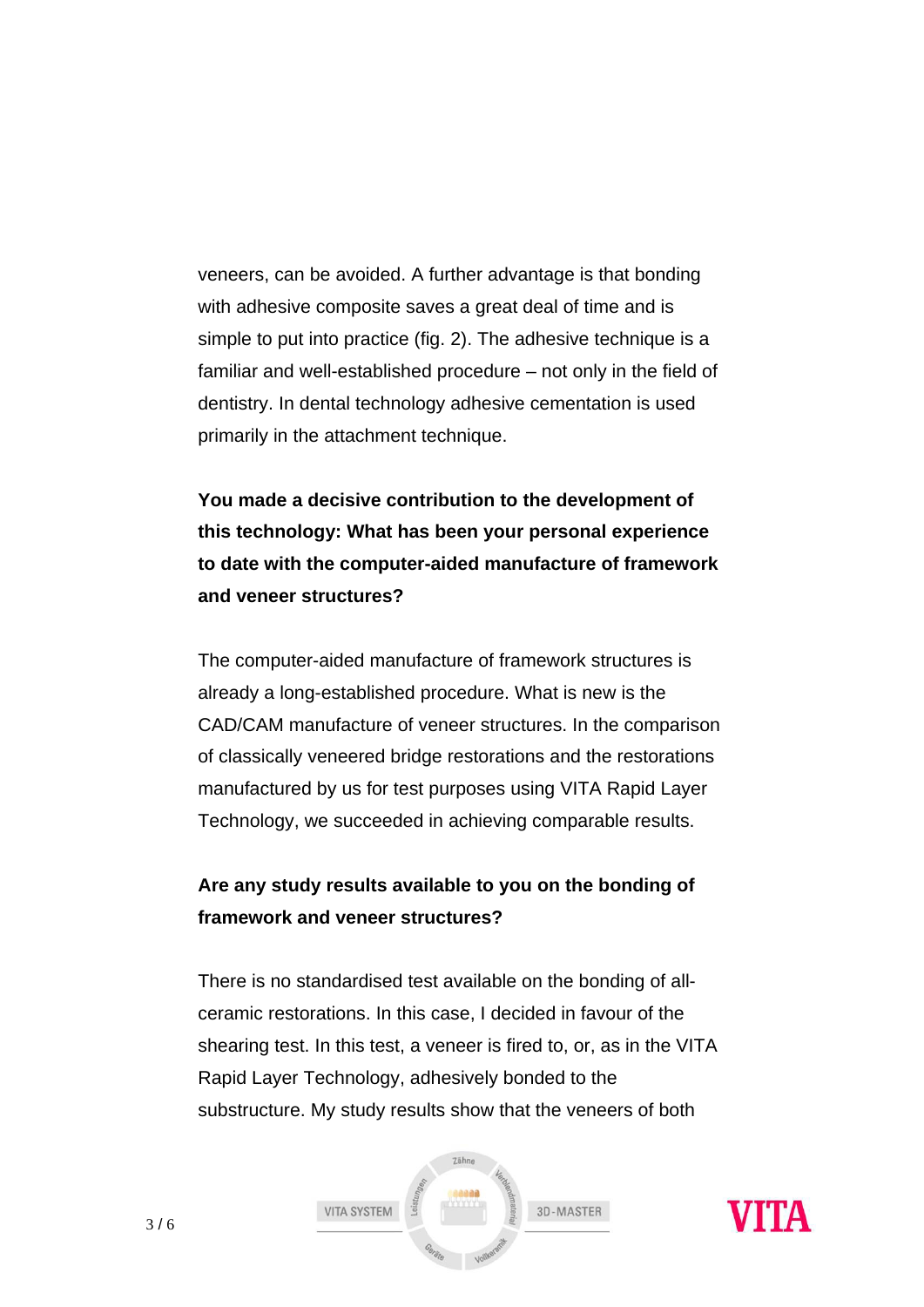veneers, can be avoided. A further advantage is that bonding with adhesive composite saves a great deal of time and is simple to put into practice (fig. 2). The adhesive technique is a familiar and well-established procedure – not only in the field of dentistry. In dental technology adhesive cementation is used primarily in the attachment technique.

**You made a decisive contribution to the development of this technology: What has been your personal experience to date with the computer-aided manufacture of framework and veneer structures?**

The computer-aided manufacture of framework structures is already a long-established procedure. What is new is the CAD/CAM manufacture of veneer structures. In the comparison of classically veneered bridge restorations and the restorations manufactured by us for test purposes using VITA Rapid Layer Technology, we succeeded in achieving comparable results.

**Are any study results available to you on the bonding of framework and veneer structures?**

There is no standardised test available on the bonding of all-ceramic restorations. In this case, I decided in favour of the shearing test. In this test, a veneer is fired to, or, as in the VITA Rapid Layer Technology, adhesively bonded to the substructure. My study results show that the veneers of both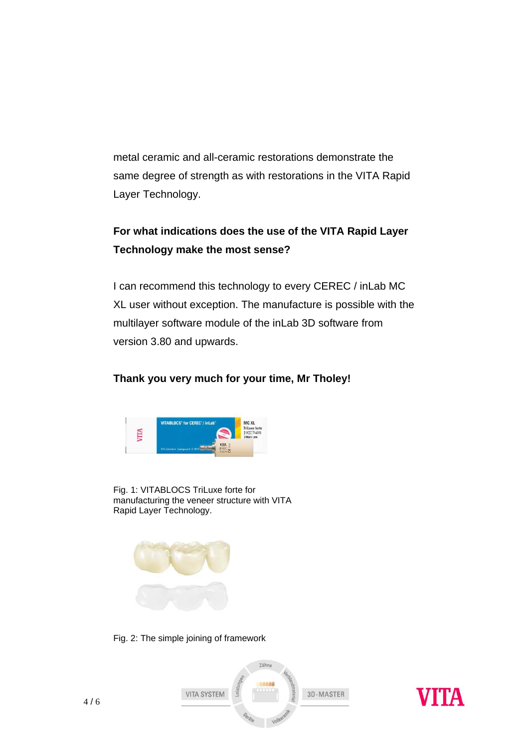metal ceramic and all-ceramic restorations demonstrate the same degree of strength as with restorations in the VITA Rapid Layer Technology.

**For what indications does the use of the VITA Rapid Layer Technology make the most sense?**

I can recommend this technology to every CEREC / inLab MC XL user without exception. The manufacture is possible with the multilayer software module of the inLab 3D software from version 3.80 and upwards.

**Thank you very much for your time, Mr Tholey!**

Fig. 1: VITABLOCS TriLuxe forte for manufacturing the veneer structure with VITA Rapid Layer Technology.

Fig. 2: The simple joining of framework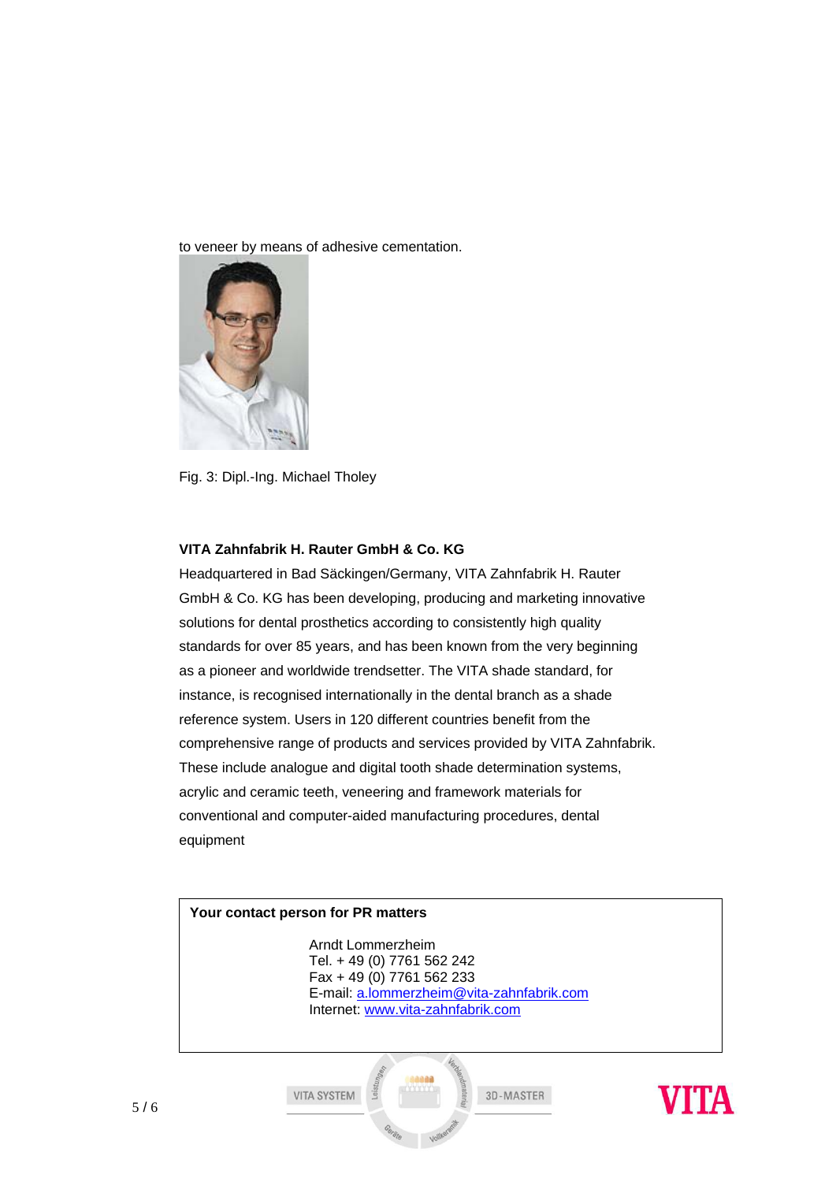to veneer by means of adhesive cementation.

Fig. 3: Dipl.-Ing. Michael Tholey

**VITA Zahnfabrik H. Rauter GmbH & Co. KG**

Headquartered in Bad Säckingen/Germany, VITA Zahnfabrik H. Rauter GmbH & Co. KG has been developing, producing and marketing innovative solutions for dental prosthetics according to consistently high quality standards for over 85 years, and has been known from the very beginning as a pioneer and worldwide trendsetter. The VITA shade standard, for instance, is recognised internationally in the dental branch as a shade reference system. Users in 120 different countries benefit from the comprehensive range of products and services provided by VITA Zahnfabrik. These include analogue and digital tooth shade determination systems, acrylic and ceramic teeth, veneering and framework materials for conventional and computer-aided manufacturing procedures, dental equipment

**Your contact person for PR matters**

Arndt Lommerzheim
Tel. + 49 (0) 7761 562 242
Fax + 49 (0) 7761 562 233
E-mail: a.lommerzheim@vita-zahnfabrik.com
Internet: www.vita-zahnfabrik.com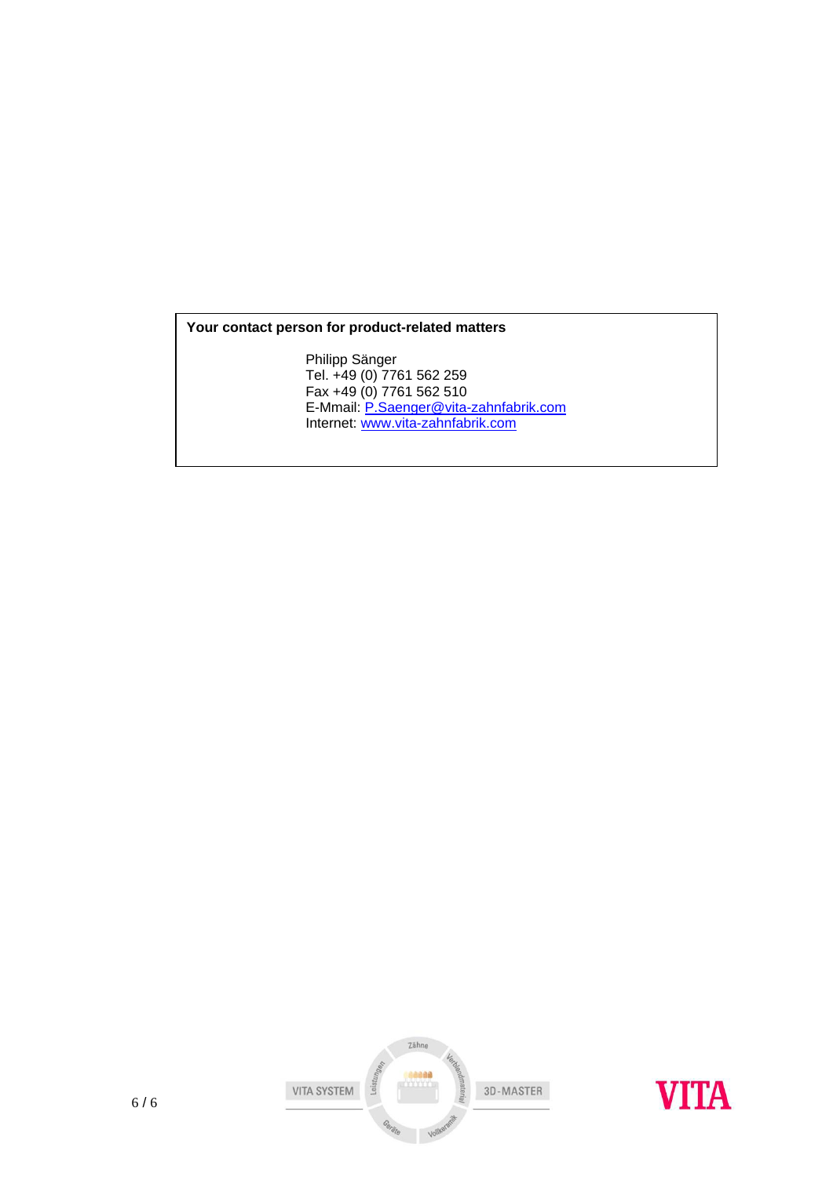**Your contact person for product-related matters**

Philipp Sänger
Tel. +49 (0) 7761 562 259
Fax +49 (0) 7761 562 510
E-Mmail: P.Saenger@vita-zahnfabrik.com
Internet: www.vita-zahnfabrik.com